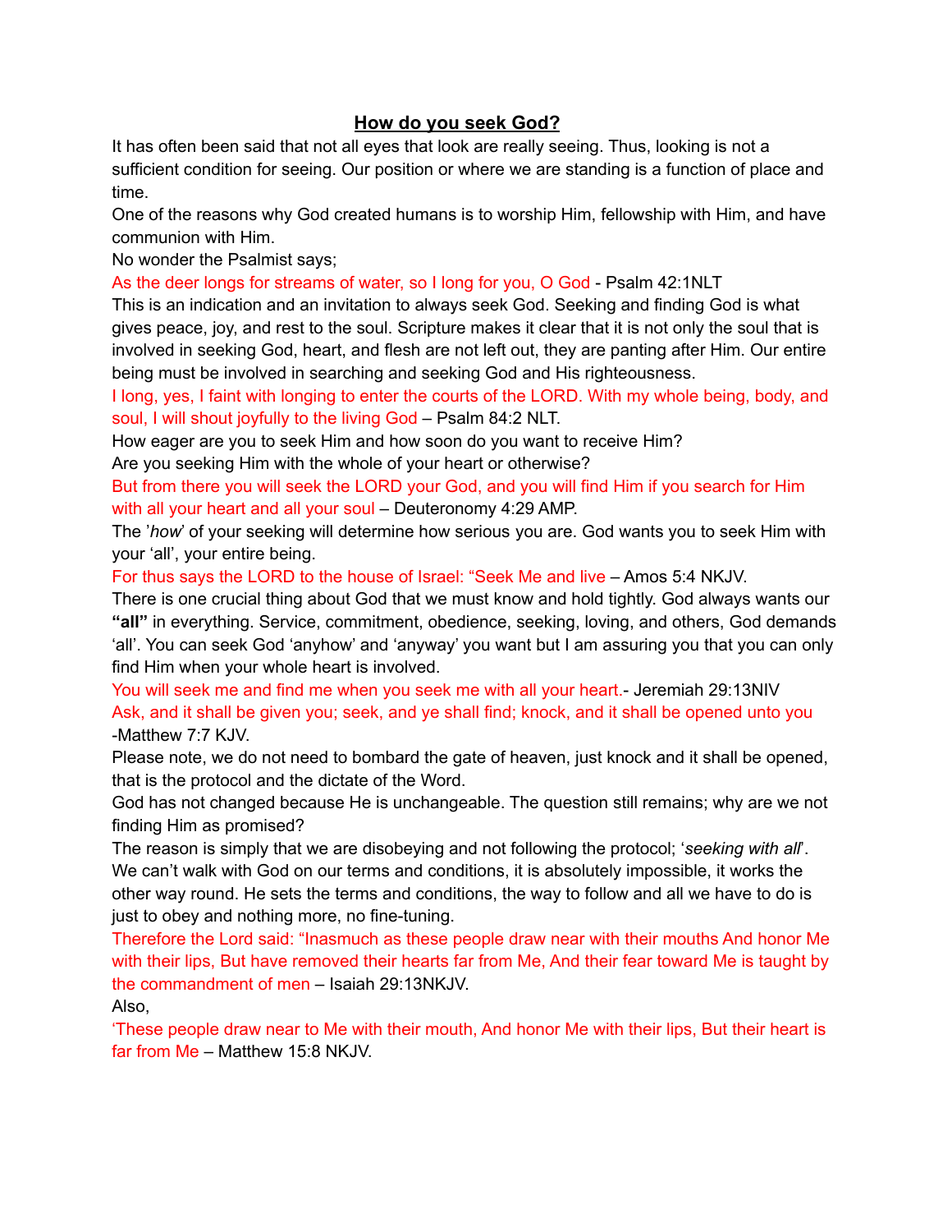# How do you seek God?

It has often been said that not all eyes that look are really seeing. Thus, looking is not a sufficient condition for seeing. Our position or where we are standing is a function of place and time.

One of the reasons why God created humans is to worship Him, fellowship with Him, and have communion with Him.

No wonder the Psalmist says;

As the deer longs for streams of water, so I long for you, O God - Psalm 42:1NLT

This is an indication and an invitation to always seek God. Seeking and finding God is what gives peace, joy, and rest to the soul. Scripture makes it clear that it is not only the soul that is involved in seeking God, heart, and flesh are not left out, they are panting after Him. Our entire being must be involved in searching and seeking God and His righteousness.

I long, yes, I faint with longing to enter the courts of the LORD. With my whole being, body, and soul, I will shout joyfully to the living God – Psalm 84:2 NLT.

How eager are you to seek Him and how soon do you want to receive Him?

Are you seeking Him with the whole of your heart or otherwise?

But from there you will seek the LORD your God, and you will find Him if you search for Him with all your heart and all your soul – Deuteronomy 4:29 AMP.

The '*how*' of your seeking will determine how serious you are. God wants you to seek Him with your 'all', your entire being.

For thus says the LORD to the house of Israel: "Seek Me and live – Amos 5:4 NKJV.

There is one crucial thing about God that we must know and hold tightly. God always wants our **"all"** in everything. Service, commitment, obedience, seeking, loving, and others, God demands 'all'. You can seek God 'anyhow' and 'anyway' you want but I am assuring you that you can only find Him when your whole heart is involved.

You will seek me and find me when you seek me with all your heart.- Jeremiah 29:13NIV

Ask, and it shall be given you; seek, and ye shall find; knock, and it shall be opened unto you -Matthew 7:7 KJV.

Please note, we do not need to bombard the gate of heaven, just knock and it shall be opened, that is the protocol and the dictate of the Word.

God has not changed because He is unchangeable. The question still remains; why are we not finding Him as promised?

The reason is simply that we are disobeying and not following the protocol; '*seeking with all*'. We can't walk with God on our terms and conditions, it is absolutely impossible, it works the other way round. He sets the terms and conditions, the way to follow and all we have to do is just to obey and nothing more, no fine-tuning.

Therefore the Lord said: "Inasmuch as these people draw near with their mouths And honor Me with their lips, But have removed their hearts far from Me, And their fear toward Me is taught by the commandment of men – Isaiah 29:13NKJV.

Also,

'These people draw near to Me with their mouth, And honor Me with their lips, But their heart is far from Me – Matthew 15:8 NKJV.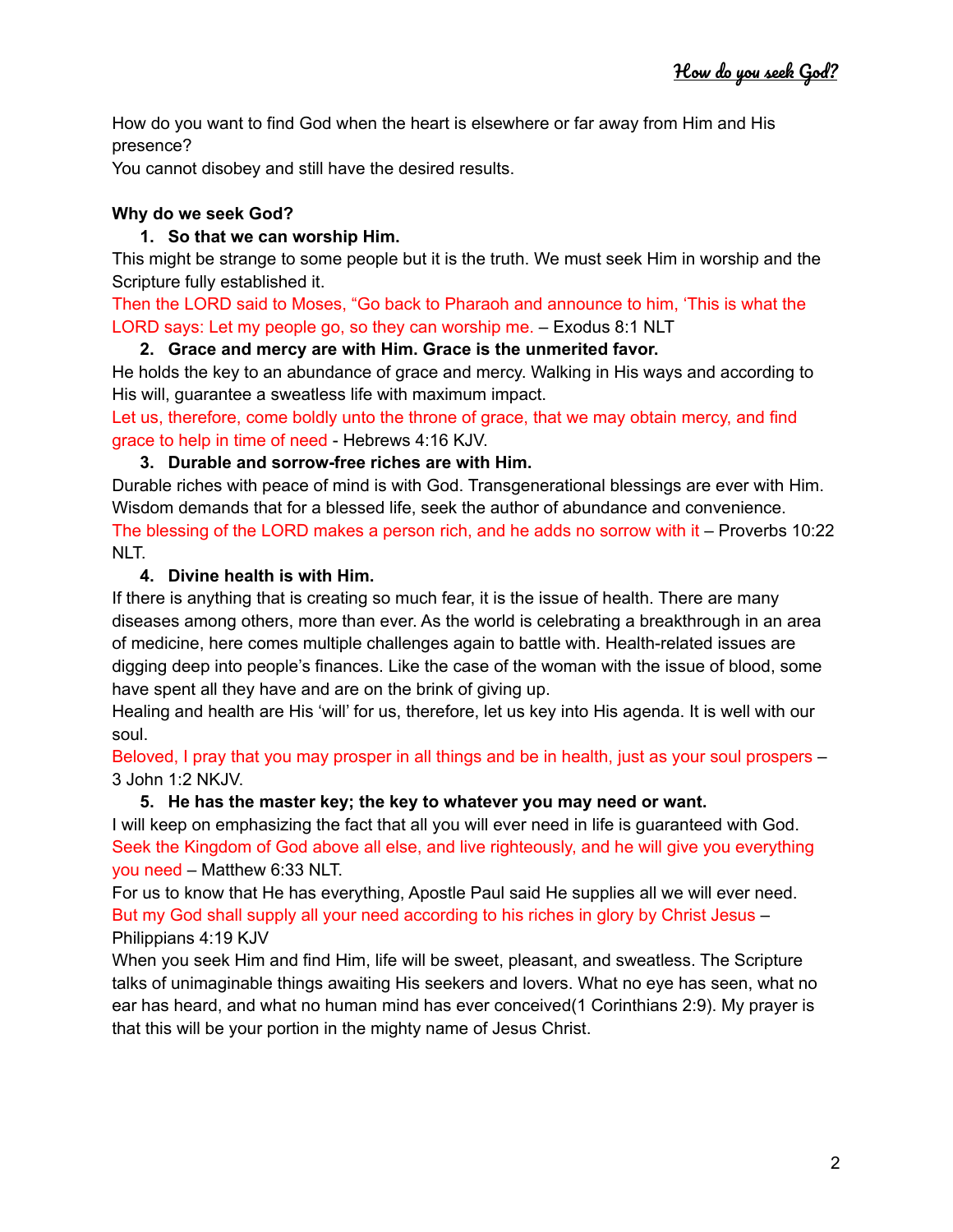How do you want to find God when the heart is elsewhere or far away from Him and His presence?
You cannot disobey and still have the desired results.

**Why do we seek God?**

1. **So that we can worship Him.**

This might be strange to some people but it is the truth. We must seek Him in worship and the Scripture fully established it.
Then the LORD said to Moses, "Go back to Pharaoh and announce to him, 'This is what the LORD says: Let my people go, so they can worship me. – Exodus 8:1 NLT

2. **Grace and mercy are with Him. Grace is the unmerited favor.**

He holds the key to an abundance of grace and mercy. Walking in His ways and according to His will, guarantee a sweatless life with maximum impact.
Let us, therefore, come boldly unto the throne of grace, that we may obtain mercy, and find grace to help in time of need - Hebrews 4:16 KJV.

3. **Durable and sorrow-free riches are with Him.**

Durable riches with peace of mind is with God. Transgenerational blessings are ever with Him. Wisdom demands that for a blessed life, seek the author of abundance and convenience.
The blessing of the LORD makes a person rich, and he adds no sorrow with it – Proverbs 10:22 NLT.

4. **Divine health is with Him.**

If there is anything that is creating so much fear, it is the issue of health. There are many diseases among others, more than ever. As the world is celebrating a breakthrough in an area of medicine, here comes multiple challenges again to battle with. Health-related issues are digging deep into people's finances. Like the case of the woman with the issue of blood, some have spent all they have and are on the brink of giving up.
Healing and health are His 'will' for us, therefore, let us key into His agenda. It is well with our soul.
Beloved, I pray that you may prosper in all things and be in health, just as your soul prospers – 3 John 1:2 NKJV.

5. **He has the master key; the key to whatever you may need or want.**

I will keep on emphasizing the fact that all you will ever need in life is guaranteed with God.
Seek the Kingdom of God above all else, and live righteously, and he will give you everything you need – Matthew 6:33 NLT.
For us to know that He has everything, Apostle Paul said He supplies all we will ever need.
But my God shall supply all your need according to his riches in glory by Christ Jesus – Philippians 4:19 KJV
When you seek Him and find Him, life will be sweet, pleasant, and sweatless. The Scripture talks of unimaginable things awaiting His seekers and lovers. What no eye has seen, what no ear has heard, and what no human mind has ever conceived(1 Corinthians 2:9). My prayer is that this will be your portion in the mighty name of Jesus Christ.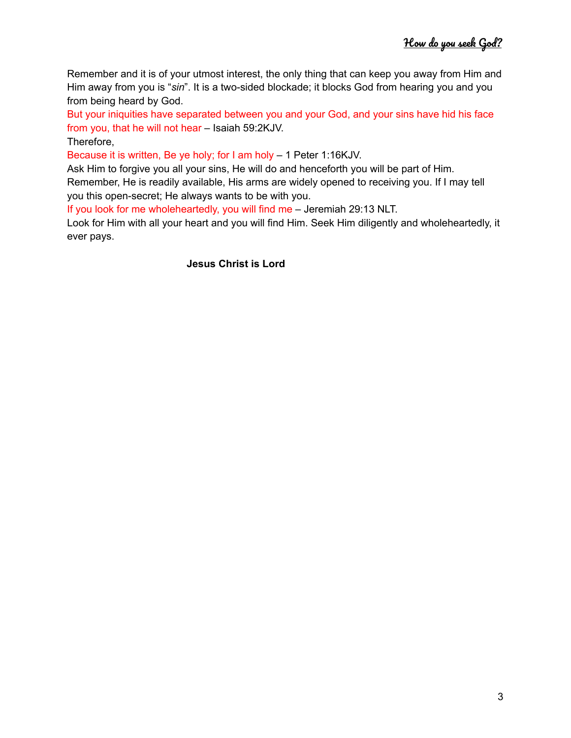Remember and it is of your utmost interest, the only thing that can keep you away from Him and Him away from you is "*sin*". It is a two-sided blockade; it blocks God from hearing you and you from being heard by God.

But your iniquities have separated between you and your God, and your sins have hid his face from you, that he will not hear – Isaiah 59:2KJV.

Therefore,

Because it is written, Be ye holy; for I am holy – 1 Peter 1:16KJV.

Ask Him to forgive you all your sins, He will do and henceforth you will be part of Him.

Remember, He is readily available, His arms are widely opened to receiving you. If I may tell you this open-secret; He always wants to be with you.

If you look for me wholeheartedly, you will find me – Jeremiah 29:13 NLT.

Look for Him with all your heart and you will find Him. Seek Him diligently and wholeheartedly, it ever pays.

**Jesus Christ is Lord**